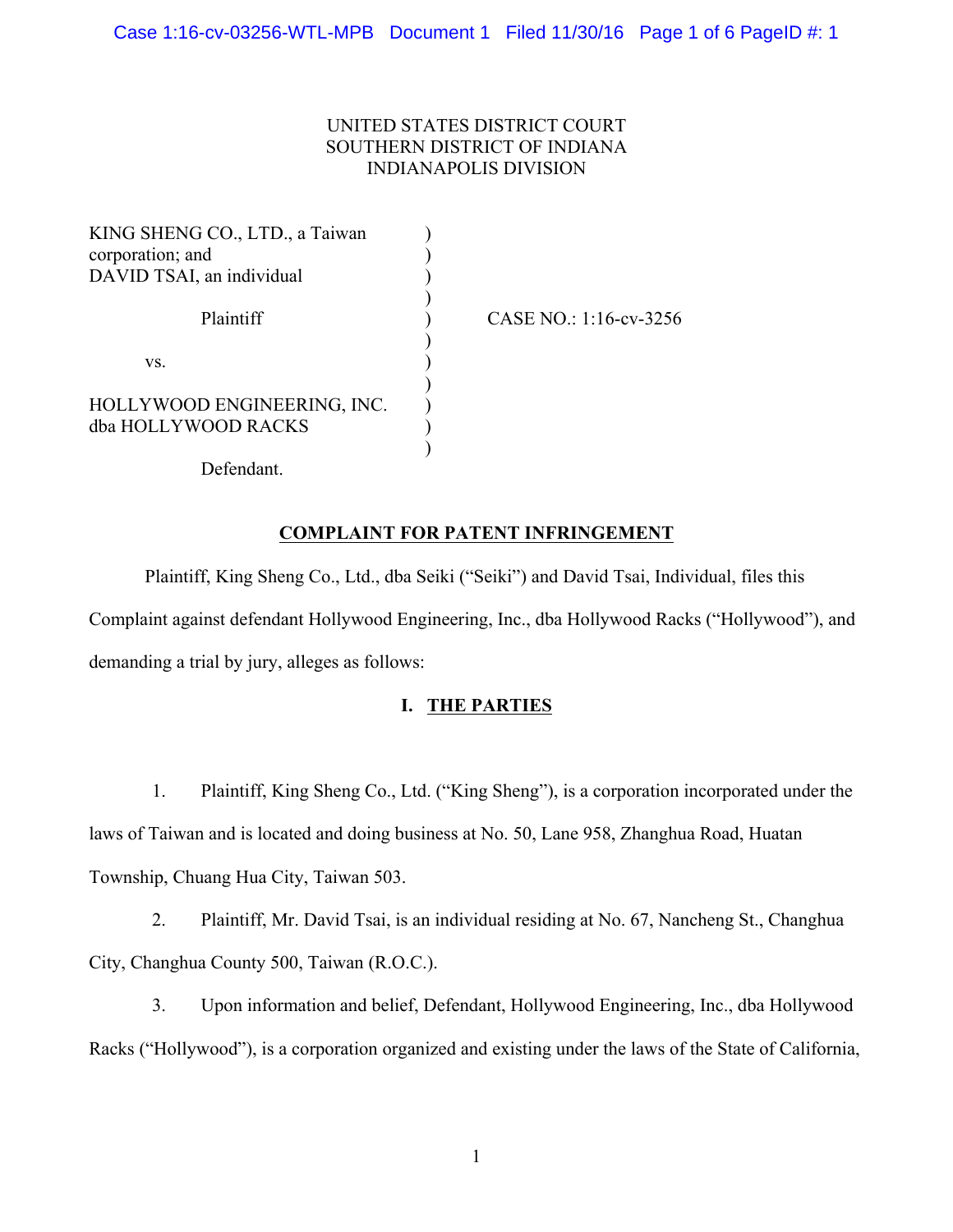UNITED STATES DISTRICT COURT
SOUTHERN DISTRICT OF INDIANA
INDIANAPOLIS DIVISION

KING SHENG CO., LTD., a Taiwan corporation; and
DAVID TSAI, an individual

Plaintiff

vs.

HOLLYWOOD ENGINEERING, INC. dba HOLLYWOOD RACKS

Defendant.

CASE NO.: 1:16-cv-3256

## COMPLAINT FOR PATENT INFRINGEMENT

Plaintiff, King Sheng Co., Ltd., dba Seiki ("Seiki") and David Tsai, Individual, files this Complaint against defendant Hollywood Engineering, Inc., dba Hollywood Racks ("Hollywood"), and demanding a trial by jury, alleges as follows:

## I. THE PARTIES

1. Plaintiff, King Sheng Co., Ltd. ("King Sheng"), is a corporation incorporated under the laws of Taiwan and is located and doing business at No. 50, Lane 958, Zhanghua Road, Huatan Township, Chuang Hua City, Taiwan 503.

2. Plaintiff, Mr. David Tsai, is an individual residing at No. 67, Nancheng St., Changhua City, Changhua County 500, Taiwan (R.O.C.).

3. Upon information and belief, Defendant, Hollywood Engineering, Inc., dba Hollywood Racks ("Hollywood"), is a corporation organized and existing under the laws of the State of California,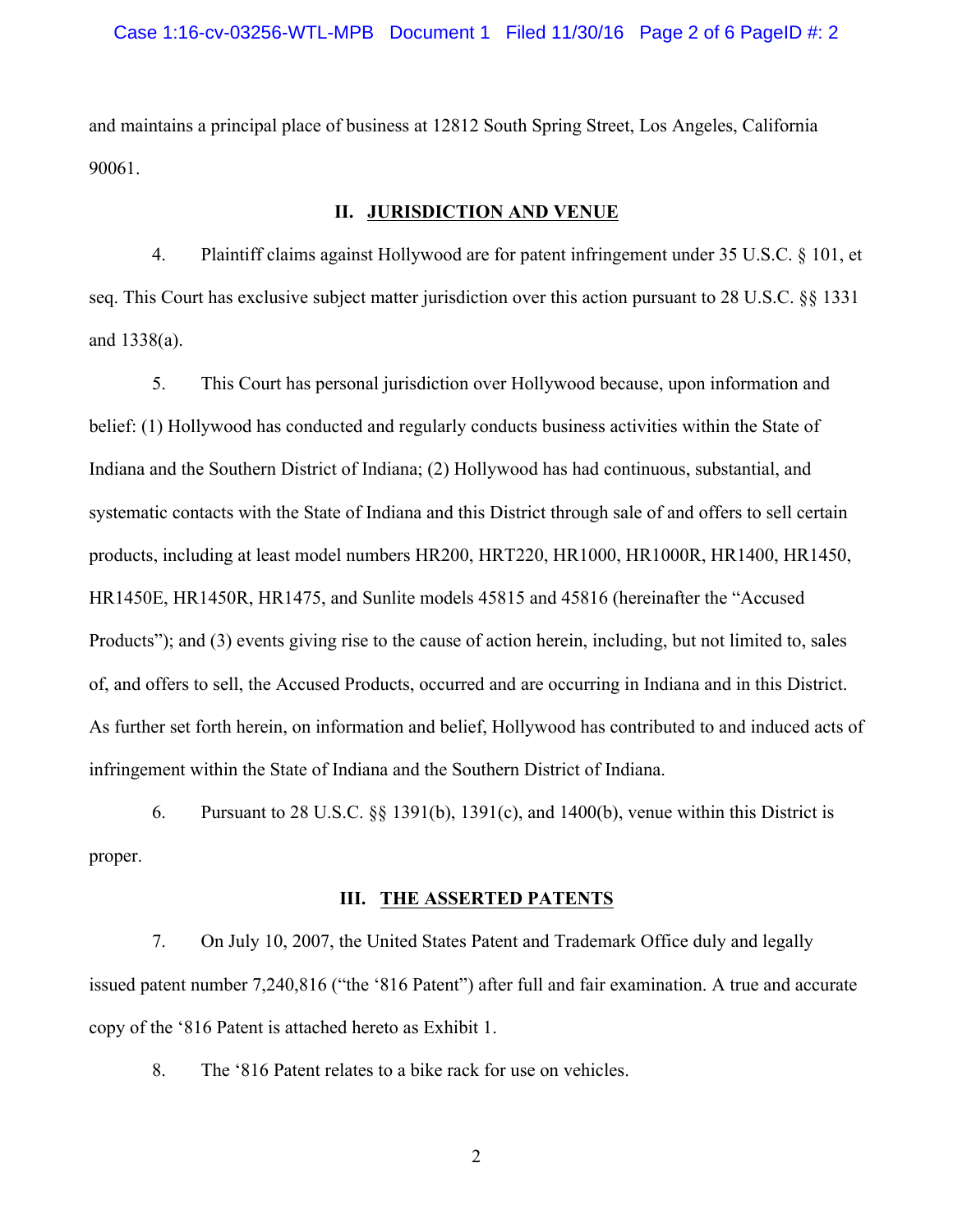and maintains a principal place of business at 12812 South Spring Street, Los Angeles, California 90061.

## II. JURISDICTION AND VENUE

4. Plaintiff claims against Hollywood are for patent infringement under 35 U.S.C. § 101, et seq. This Court has exclusive subject matter jurisdiction over this action pursuant to 28 U.S.C. §§ 1331 and 1338(a).

5. This Court has personal jurisdiction over Hollywood because, upon information and belief: (1) Hollywood has conducted and regularly conducts business activities within the State of Indiana and the Southern District of Indiana; (2) Hollywood has had continuous, substantial, and systematic contacts with the State of Indiana and this District through sale of and offers to sell certain products, including at least model numbers HR200, HRT220, HR1000, HR1000R, HR1400, HR1450, HR1450E, HR1450R, HR1475, and Sunlite models 45815 and 45816 (hereinafter the "Accused Products"); and (3) events giving rise to the cause of action herein, including, but not limited to, sales of, and offers to sell, the Accused Products, occurred and are occurring in Indiana and in this District. As further set forth herein, on information and belief, Hollywood has contributed to and induced acts of infringement within the State of Indiana and the Southern District of Indiana.

6. Pursuant to 28 U.S.C. §§ 1391(b), 1391(c), and 1400(b), venue within this District is proper.

## III. THE ASSERTED PATENTS

7. On July 10, 2007, the United States Patent and Trademark Office duly and legally issued patent number 7,240,816 ("the '816 Patent") after full and fair examination. A true and accurate copy of the '816 Patent is attached hereto as Exhibit 1.

8. The '816 Patent relates to a bike rack for use on vehicles.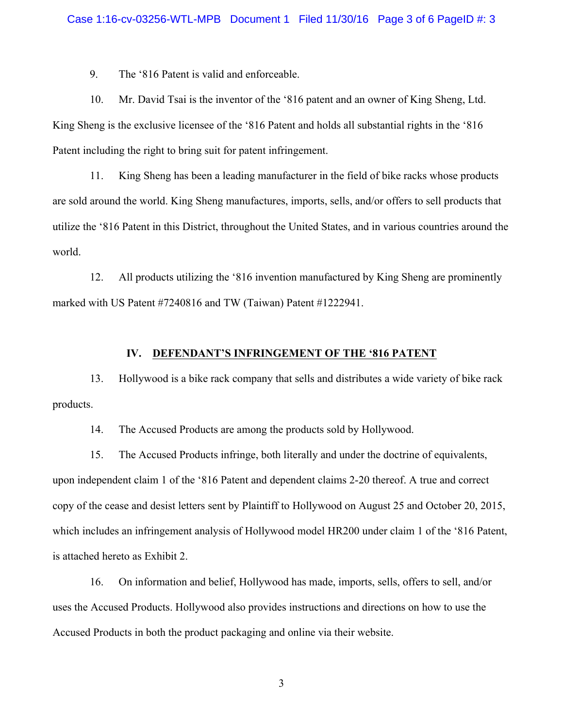9. The ‘816 Patent is valid and enforceable.

10. Mr. David Tsai is the inventor of the ‘816 patent and an owner of King Sheng, Ltd. King Sheng is the exclusive licensee of the ‘816 Patent and holds all substantial rights in the ‘816 Patent including the right to bring suit for patent infringement.

11. King Sheng has been a leading manufacturer in the field of bike racks whose products are sold around the world. King Sheng manufactures, imports, sells, and/or offers to sell products that utilize the ‘816 Patent in this District, throughout the United States, and in various countries around the world.

12. All products utilizing the ‘816 invention manufactured by King Sheng are prominently marked with US Patent #7240816 and TW (Taiwan) Patent #I222941.

## IV. DEFENDANT’S INFRINGEMENT OF THE ‘816 PATENT

13. Hollywood is a bike rack company that sells and distributes a wide variety of bike rack products.

14. The Accused Products are among the products sold by Hollywood.

15. The Accused Products infringe, both literally and under the doctrine of equivalents, upon independent claim 1 of the ‘816 Patent and dependent claims 2-20 thereof. A true and correct copy of the cease and desist letters sent by Plaintiff to Hollywood on August 25 and October 20, 2015, which includes an infringement analysis of Hollywood model HR200 under claim 1 of the ‘816 Patent, is attached hereto as Exhibit 2.

16. On information and belief, Hollywood has made, imports, sells, offers to sell, and/or uses the Accused Products. Hollywood also provides instructions and directions on how to use the Accused Products in both the product packaging and online via their website.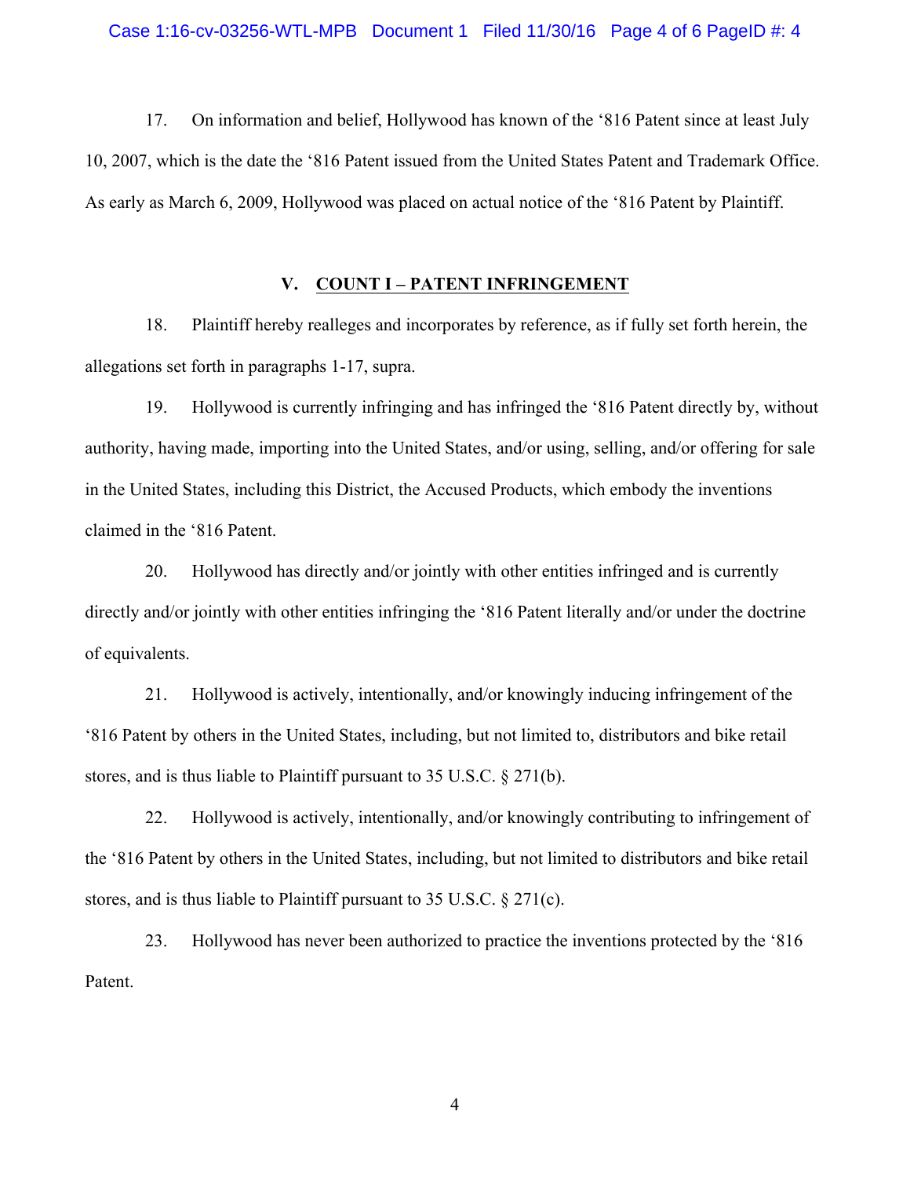17. On information and belief, Hollywood has known of the ‘816 Patent since at least July 10, 2007, which is the date the ‘816 Patent issued from the United States Patent and Trademark Office. As early as March 6, 2009, Hollywood was placed on actual notice of the ‘816 Patent by Plaintiff.

## V. COUNT I – PATENT INFRINGEMENT

18. Plaintiff hereby realleges and incorporates by reference, as if fully set forth herein, the allegations set forth in paragraphs 1-17, supra.

19. Hollywood is currently infringing and has infringed the ‘816 Patent directly by, without authority, having made, importing into the United States, and/or using, selling, and/or offering for sale in the United States, including this District, the Accused Products, which embody the inventions claimed in the ‘816 Patent.

20. Hollywood has directly and/or jointly with other entities infringed and is currently directly and/or jointly with other entities infringing the ‘816 Patent literally and/or under the doctrine of equivalents.

21. Hollywood is actively, intentionally, and/or knowingly inducing infringement of the ‘816 Patent by others in the United States, including, but not limited to, distributors and bike retail stores, and is thus liable to Plaintiff pursuant to 35 U.S.C. § 271(b).

22. Hollywood is actively, intentionally, and/or knowingly contributing to infringement of the ‘816 Patent by others in the United States, including, but not limited to distributors and bike retail stores, and is thus liable to Plaintiff pursuant to 35 U.S.C. § 271(c).

23. Hollywood has never been authorized to practice the inventions protected by the ‘816 Patent.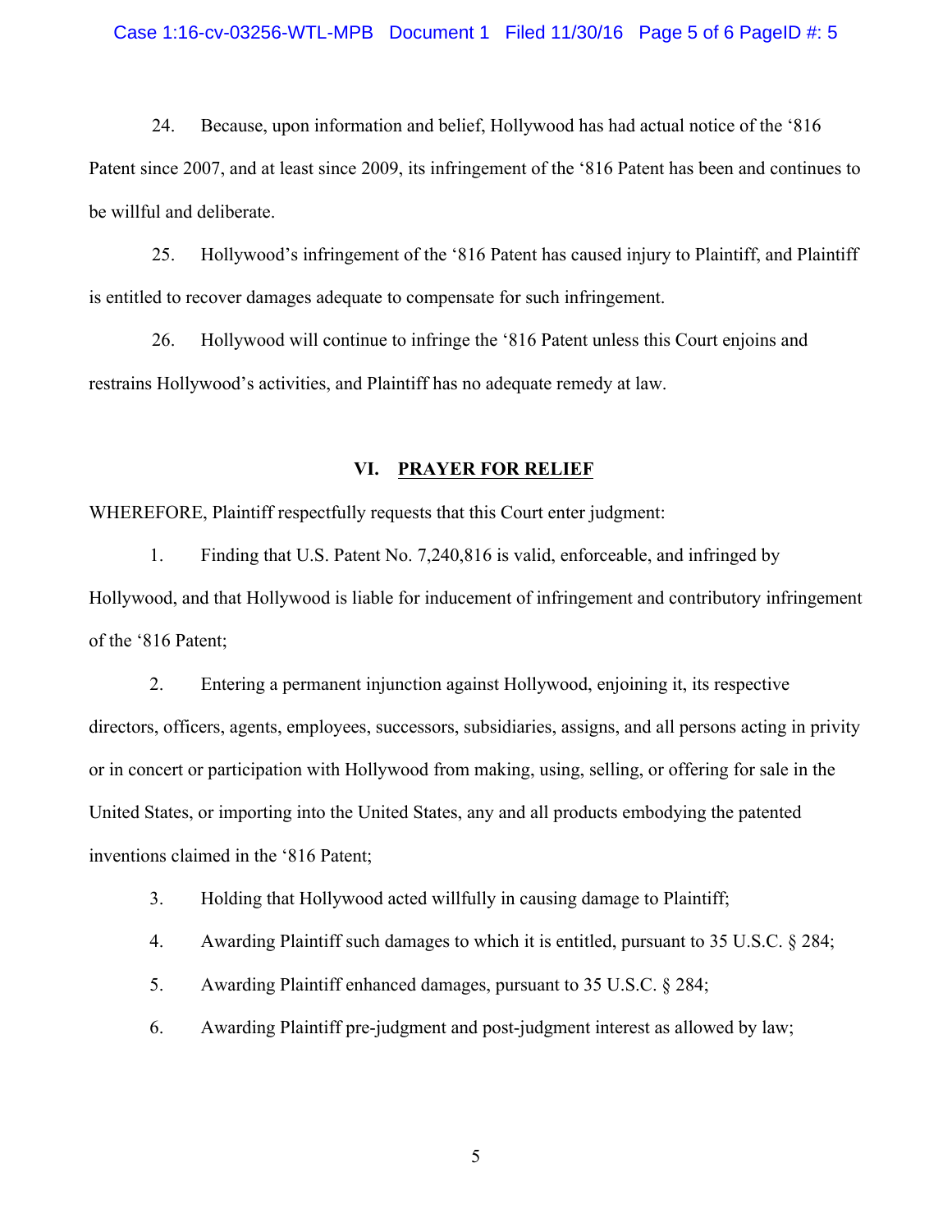24. Because, upon information and belief, Hollywood has had actual notice of the '816 Patent since 2007, and at least since 2009, its infringement of the '816 Patent has been and continues to be willful and deliberate.

25. Hollywood's infringement of the '816 Patent has caused injury to Plaintiff, and Plaintiff is entitled to recover damages adequate to compensate for such infringement.

26. Hollywood will continue to infringe the '816 Patent unless this Court enjoins and restrains Hollywood's activities, and Plaintiff has no adequate remedy at law.

## VI. PRAYER FOR RELIEF

WHEREFORE, Plaintiff respectfully requests that this Court enter judgment:

1. Finding that U.S. Patent No. 7,240,816 is valid, enforceable, and infringed by Hollywood, and that Hollywood is liable for inducement of infringement and contributory infringement of the '816 Patent;

2. Entering a permanent injunction against Hollywood, enjoining it, its respective directors, officers, agents, employees, successors, subsidiaries, assigns, and all persons acting in privity or in concert or participation with Hollywood from making, using, selling, or offering for sale in the United States, or importing into the United States, any and all products embodying the patented inventions claimed in the '816 Patent;

3. Holding that Hollywood acted willfully in causing damage to Plaintiff;

4. Awarding Plaintiff such damages to which it is entitled, pursuant to 35 U.S.C. § 284;

5. Awarding Plaintiff enhanced damages, pursuant to 35 U.S.C. § 284;

6. Awarding Plaintiff pre-judgment and post-judgment interest as allowed by law;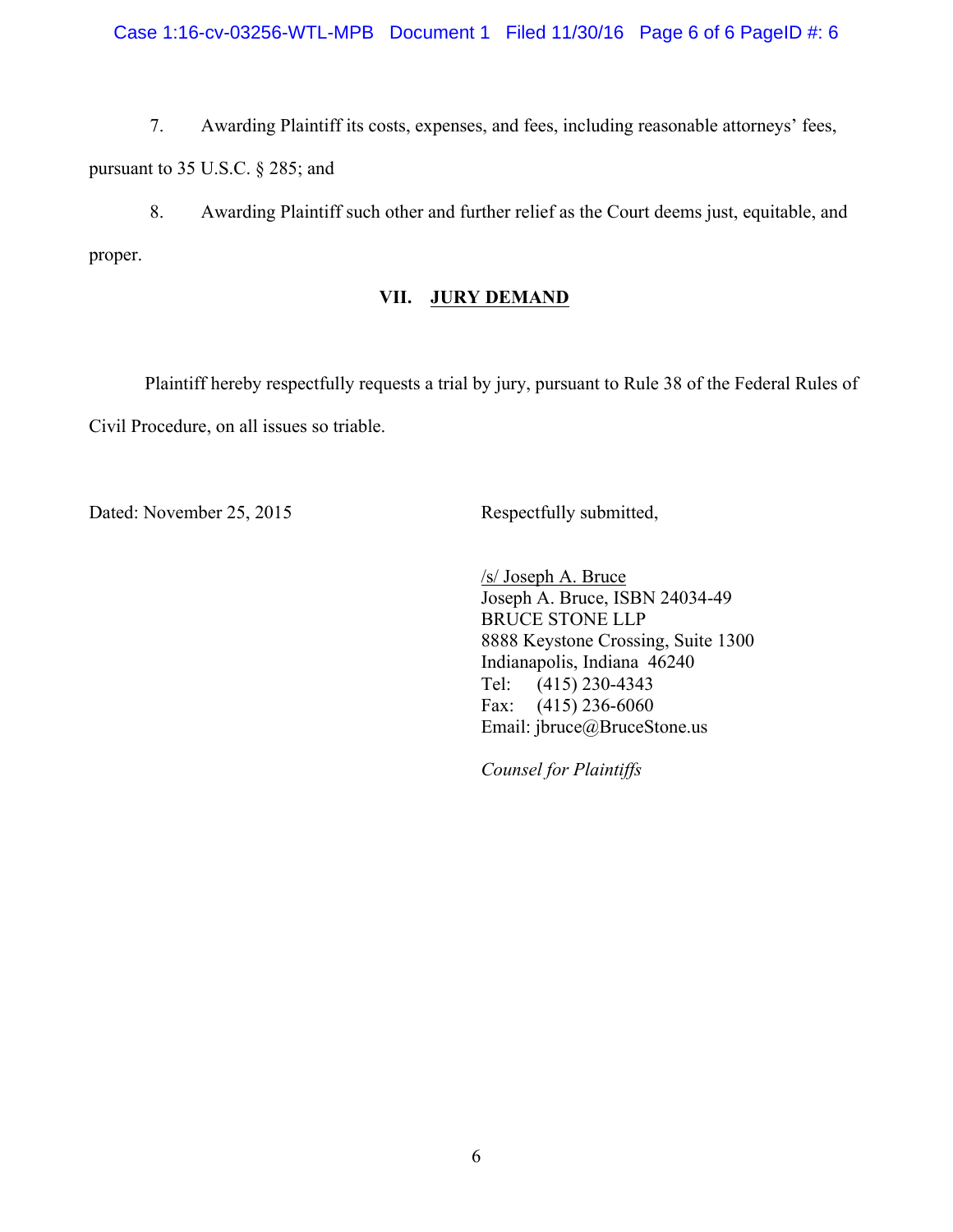7. Awarding Plaintiff its costs, expenses, and fees, including reasonable attorneys' fees, pursuant to 35 U.S.C. § 285; and

8. Awarding Plaintiff such other and further relief as the Court deems just, equitable, and proper.

## VII. JURY DEMAND

Plaintiff hereby respectfully requests a trial by jury, pursuant to Rule 38 of the Federal Rules of Civil Procedure, on all issues so triable.

Dated: November 25, 2015

Respectfully submitted,

/s/ Joseph A. Bruce
Joseph A. Bruce, ISBN 24034-49
BRUCE STONE LLP
8888 Keystone Crossing, Suite 1300
Indianapolis, Indiana 46240
Tel: (415) 230-4343
Fax: (415) 236-6060
Email: jbruce@BruceStone.us

*Counsel for Plaintiffs*